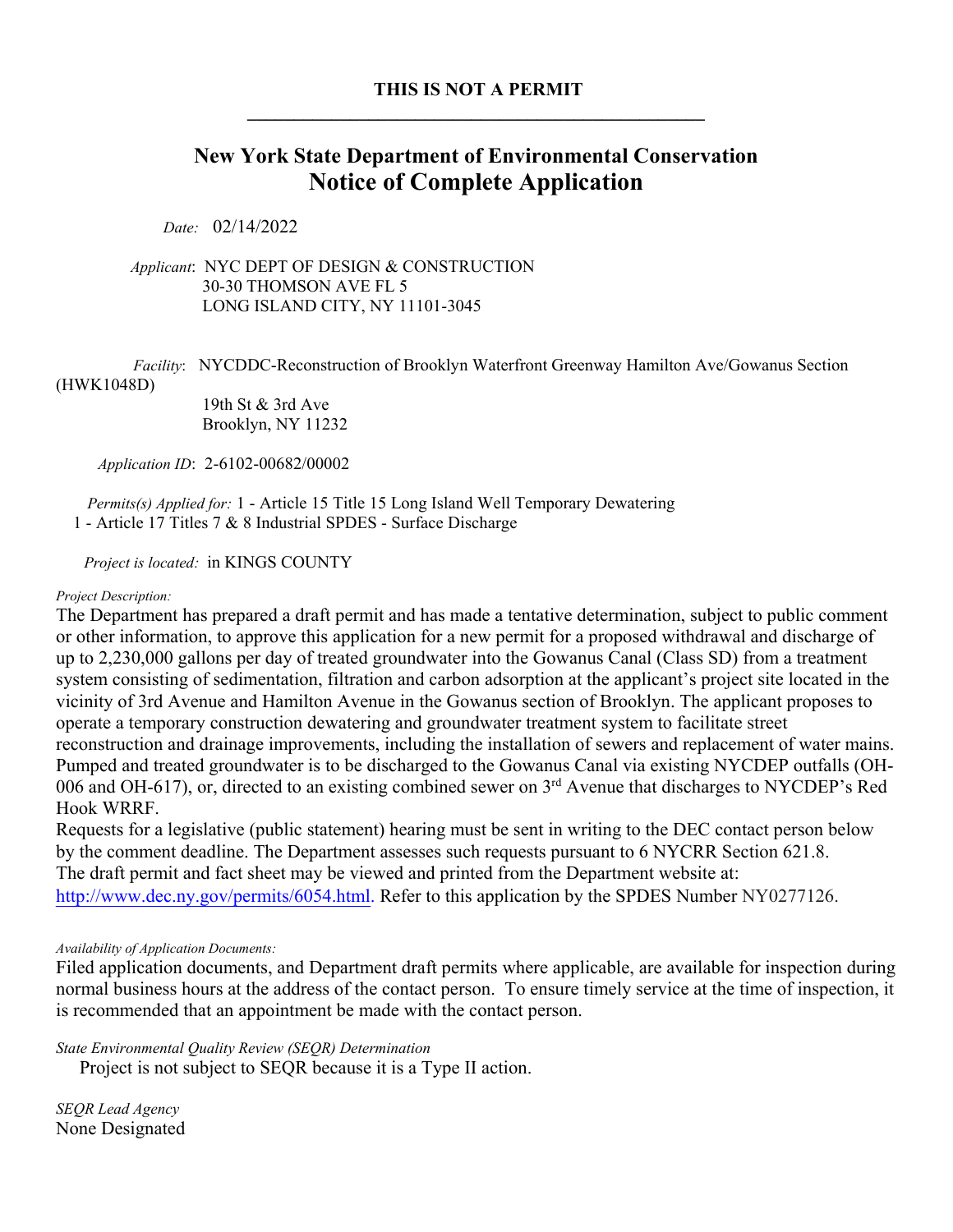**THIS IS NOT A PERMIT**

---

# New York State Department of Environmental Conservation
## Notice of Complete Application

*Date:* 02/14/2022

*Applicant*: NYC DEPT OF DESIGN & CONSTRUCTION
30-30 THOMSON AVE FL 5
LONG ISLAND CITY, NY 11101-3045

*Facility*: NYCDDC-Reconstruction of Brooklyn Waterfront Greenway Hamilton Ave/Gowanus Section (HWK1048D)
19th St & 3rd Ave
Brooklyn, NY 11232

*Application ID*: 2-6102-00682/00002

*Permits(s) Applied for:* 1 - Article 15 Title 15 Long Island Well Temporary Dewatering
1 - Article 17 Titles 7 & 8 Industrial SPDES - Surface Discharge

*Project is located:* in KINGS COUNTY

*Project Description:*

The Department has prepared a draft permit and has made a tentative determination, subject to public comment or other information, to approve this application for a new permit for a proposed withdrawal and discharge of up to 2,230,000 gallons per day of treated groundwater into the Gowanus Canal (Class SD) from a treatment system consisting of sedimentation, filtration and carbon adsorption at the applicant's project site located in the vicinity of 3rd Avenue and Hamilton Avenue in the Gowanus section of Brooklyn. The applicant proposes to operate a temporary construction dewatering and groundwater treatment system to facilitate street reconstruction and drainage improvements, including the installation of sewers and replacement of water mains. Pumped and treated groundwater is to be discharged to the Gowanus Canal via existing NYCDEP outfalls (OH-006 and OH-617), or, directed to an existing combined sewer on 3rd Avenue that discharges to NYCDEP's Red Hook WRRF.
Requests for a legislative (public statement) hearing must be sent in writing to the DEC contact person below by the comment deadline. The Department assesses such requests pursuant to 6 NYCRR Section 621.8.
The draft permit and fact sheet may be viewed and printed from the Department website at: http://www.dec.ny.gov/permits/6054.html. Refer to this application by the SPDES Number NY0277126.

*Availability of Application Documents:*

Filed application documents, and Department draft permits where applicable, are available for inspection during normal business hours at the address of the contact person. To ensure timely service at the time of inspection, it is recommended that an appointment be made with the contact person.

*State Environmental Quality Review (SEQR) Determination*

Project is not subject to SEQR because it is a Type II action.

*SEQR Lead Agency*

None Designated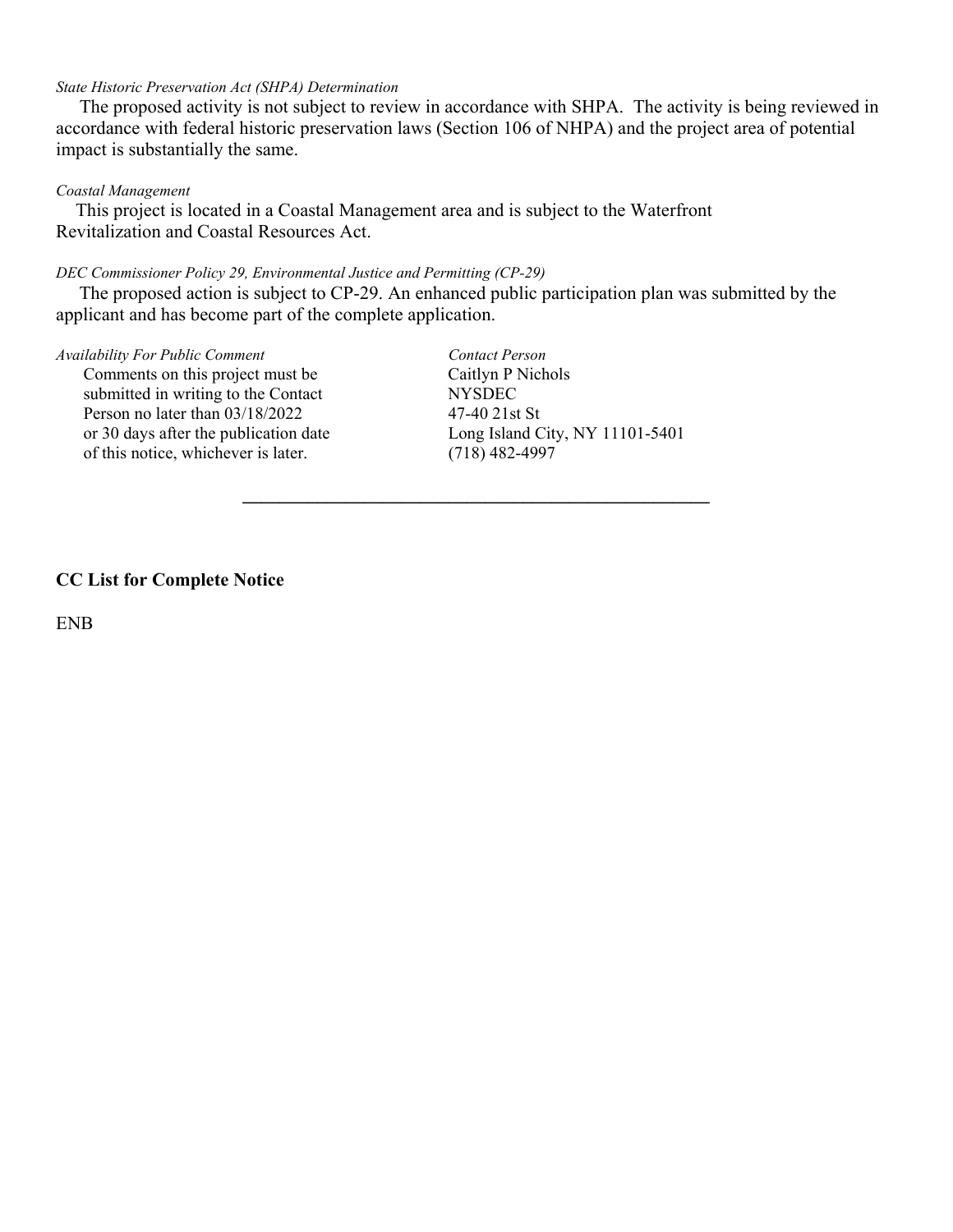*State Historic Preservation Act (SHPA) Determination*

The proposed activity is not subject to review in accordance with SHPA. The activity is being reviewed in accordance with federal historic preservation laws (Section 106 of NHPA) and the project area of potential impact is substantially the same.

*Coastal Management*

This project is located in a Coastal Management area and is subject to the Waterfront Revitalization and Coastal Resources Act.

*DEC Commissioner Policy 29, Environmental Justice and Permitting (CP-29)*

The proposed action is subject to CP-29. An enhanced public participation plan was submitted by the applicant and has become part of the complete application.

*Availability For Public Comment*

Comments on this project must be submitted in writing to the Contact Person no later than 03/18/2022 or 30 days after the publication date of this notice, whichever is later.

*Contact Person*

Caitlyn P Nichols
NYSDEC
47-40 21st St
Long Island City, NY 11101-5401
(718) 482-4997

---

**CC List for Complete Notice**

ENB